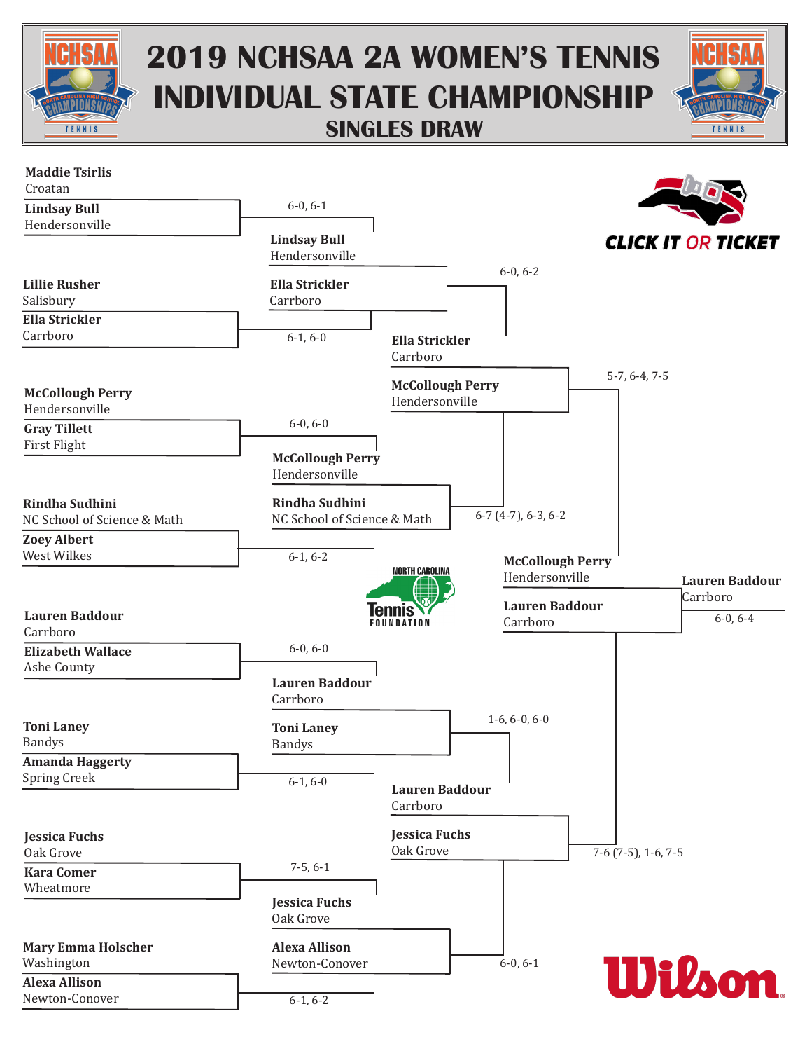# 2019 NCHSAA 2A WOMEN'S TENNIS INDIVIDUAL STATE CHAMPIONSHIP

## SINGLES DRAW

### First Round

| Players | Score | Winner |
|---|---|---|
| Maddie Tsirlis (Croatan) vs. Lindsay Bull (Hendersonville) | 6-0, 6-1 | Lindsay Bull (Hendersonville) |
| Lillie Rusher (Salisbury) vs. Ella Strickler (Carrboro) | 6-1, 6-0 | Ella Strickler (Carrboro) |
| McCollough Perry (Hendersonville) vs. Gray Tillett (First Flight) | 6-0, 6-0 | McCollough Perry (Hendersonville) |
| Rindha Sudhini (NC School of Science & Math) vs. Zoey Albert (West Wilkes) | 6-1, 6-2 | Rindha Sudhini (NC School of Science & Math) |
| Lauren Baddour (Carrboro) vs. Elizabeth Wallace (Ashe County) | 6-0, 6-0 | Lauren Baddour (Carrboro) |
| Toni Laney (Bandys) vs. Amanda Haggerty (Spring Creek) | 6-1, 6-0 | Toni Laney (Bandys) |
| Jessica Fuchs (Oak Grove) vs. Kara Comer (Wheatmore) | 7-5, 6-1 | Jessica Fuchs (Oak Grove) |
| Mary Emma Holscher (Washington) vs. Alexa Allison (Newton-Conover) | 6-1, 6-2 | Alexa Allison (Newton-Conover) |

### Quarterfinals

| Players | Score | Winner |
|---|---|---|
| Lindsay Bull (Hendersonville) vs. Ella Strickler (Carrboro) | 6-0, 6-2 | Ella Strickler (Carrboro) |
| McCollough Perry (Hendersonville) vs. Rindha Sudhini (NC School of Science & Math) | 6-7 (4-7), 6-3, 6-2 | McCollough Perry (Hendersonville) |
| Lauren Baddour (Carrboro) vs. Toni Laney (Bandys) | 1-6, 6-0, 6-0 | Lauren Baddour (Carrboro) |
| Jessica Fuchs (Oak Grove) vs. Alexa Allison (Newton-Conover) | 6-0, 6-1 | Jessica Fuchs (Oak Grove) |

### Semifinals

| Players | Score | Winner |
|---|---|---|
| Ella Strickler (Carrboro) vs. McCollough Perry (Hendersonville) | 5-7, 6-4, 7-5 | McCollough Perry (Hendersonville) |
| Lauren Baddour (Carrboro) vs. Jessica Fuchs (Oak Grove) | 7-6 (7-5), 1-6, 7-5 | Lauren Baddour (Carrboro) |

### Final

| Players | Score | Champion |
|---|---|---|
| McCollough Perry (Hendersonville) vs. Lauren Baddour (Carrboro) | 6-0, 6-4 | Lauren Baddour (Carrboro) |

CLICK IT OR TICKET

NORTH CAROLINA Tennis FOUNDATION

Wilson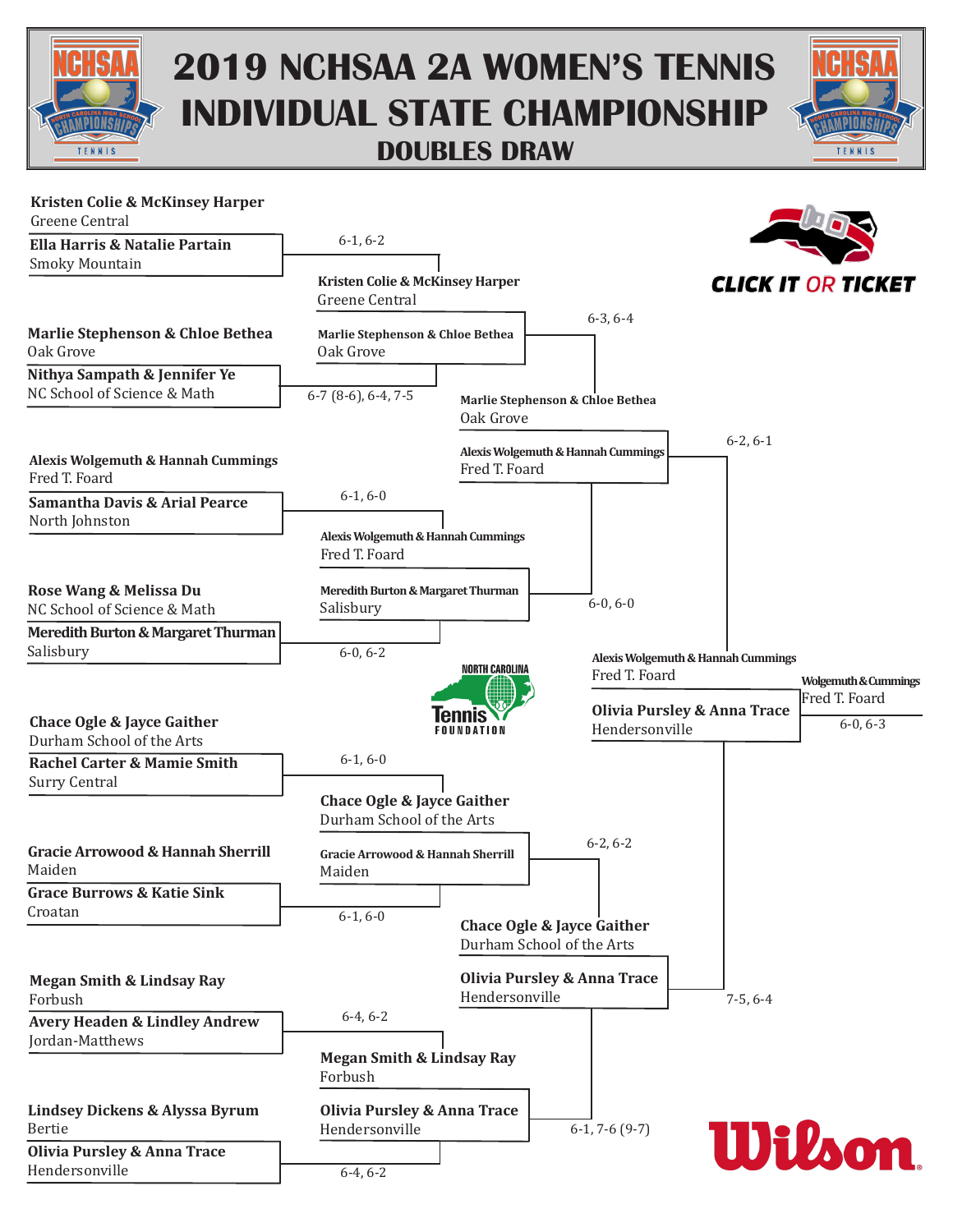# 2019 NCHSAA 2A WOMEN'S TENNIS INDIVIDUAL STATE CHAMPIONSHIP

## DOUBLES DRAW

### First Round

- **Kristen Colie & McKinsey Harper** – Greene Central
- **Ella Harris & Natalie Partain** – Smoky Mountain
  - 6-1, 6-2
- **Marlie Stephenson & Chloe Bethea** – Oak Grove
- **Nithya Sampath & Jennifer Ye** – NC School of Science & Math
  - 6-7 (8-6), 6-4, 7-5
- **Alexis Wolgemuth & Hannah Cummings** – Fred T. Foard
- **Samantha Davis & Arial Pearce** – North Johnston
  - 6-1, 6-0
- **Rose Wang & Melissa Du** – NC School of Science & Math
- **Meredith Burton & Margaret Thurman** – Salisbury
  - 6-0, 6-2
- **Chace Ogle & Jayce Gaither** – Durham School of the Arts
- **Rachel Carter & Mamie Smith** – Surry Central
  - 6-1, 6-0
- **Gracie Arrowood & Hannah Sherrill** – Maiden
- **Grace Burrows & Katie Sink** – Croatan
  - 6-1, 6-0
- **Megan Smith & Lindsay Ray** – Forbush
- **Avery Headen & Lindley Andrew** – Jordan-Matthews
  - 6-4, 6-2
- **Lindsey Dickens & Alyssa Byrum** – Bertie
- **Olivia Pursley & Anna Trace** – Hendersonville
  - 6-4, 6-2

### Quarterfinals

- **Kristen Colie & McKinsey Harper** – Greene Central
- **Marlie Stephenson & Chloe Bethea** – Oak Grove
  - 6-3, 6-4
- **Alexis Wolgemuth & Hannah Cummings** – Fred T. Foard
- **Meredith Burton & Margaret Thurman** – Salisbury
  - 6-0, 6-0
- **Chace Ogle & Jayce Gaither** – Durham School of the Arts
- **Gracie Arrowood & Hannah Sherrill** – Maiden
  - 6-2, 6-2
- **Megan Smith & Lindsay Ray** – Forbush
- **Olivia Pursley & Anna Trace** – Hendersonville
  - 6-1, 7-6 (9-7)

### Semifinals

- **Marlie Stephenson & Chloe Bethea** – Oak Grove
- **Alexis Wolgemuth & Hannah Cummings** – Fred T. Foard
  - 6-2, 6-1
- **Chace Ogle & Jayce Gaither** – Durham School of the Arts
- **Olivia Pursley & Anna Trace** – Hendersonville
  - 7-5, 6-4

### Final

- **Alexis Wolgemuth & Hannah Cummings** – Fred T. Foard
- **Olivia Pursley & Anna Trace** – Hendersonville
  - 6-0, 6-3

### Champion

**Wolgemuth & Cummings** – Fred T. Foard

CLICK IT OR TICKET

NORTH CAROLINA Tennis FOUNDATION

Wilson